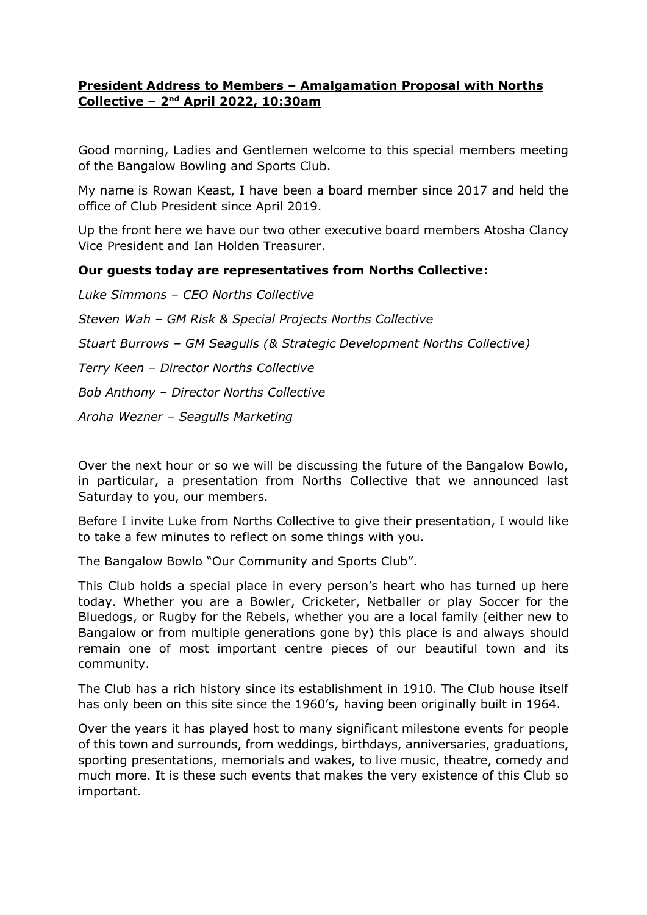# **President Address to Members – Amalgamation Proposal with Norths Collective – 2nd April 2022, 10:30am**

Good morning, Ladies and Gentlemen welcome to this special members meeting of the Bangalow Bowling and Sports Club.

My name is Rowan Keast, I have been a board member since 2017 and held the office of Club President since April 2019.

Up the front here we have our two other executive board members Atosha Clancy Vice President and Ian Holden Treasurer.

**Our guests today are representatives from Norths Collective:**

*Luke Simmons – CEO Norths Collective*

*Steven Wah – GM Risk & Special Projects Norths Collective*

*Stuart Burrows – GM Seagulls (& Strategic Development Norths Collective)*

*Terry Keen – Director Norths Collective*

*Bob Anthony – Director Norths Collective*

*Aroha Wezner – Seagulls Marketing*

Over the next hour or so we will be discussing the future of the Bangalow Bowlo, in particular, a presentation from Norths Collective that we announced last Saturday to you, our members.

Before I invite Luke from Norths Collective to give their presentation, I would like to take a few minutes to reflect on some things with you.

The Bangalow Bowlo "Our Community and Sports Club".

This Club holds a special place in every person's heart who has turned up here today. Whether you are a Bowler, Cricketer, Netballer or play Soccer for the Bluedogs, or Rugby for the Rebels, whether you are a local family (either new to Bangalow or from multiple generations gone by) this place is and always should remain one of most important centre pieces of our beautiful town and its community.

The Club has a rich history since its establishment in 1910. The Club house itself has only been on this site since the 1960's, having been originally built in 1964.

Over the years it has played host to many significant milestone events for people of this town and surrounds, from weddings, birthdays, anniversaries, graduations, sporting presentations, memorials and wakes, to live music, theatre, comedy and much more. It is these such events that makes the very existence of this Club so important.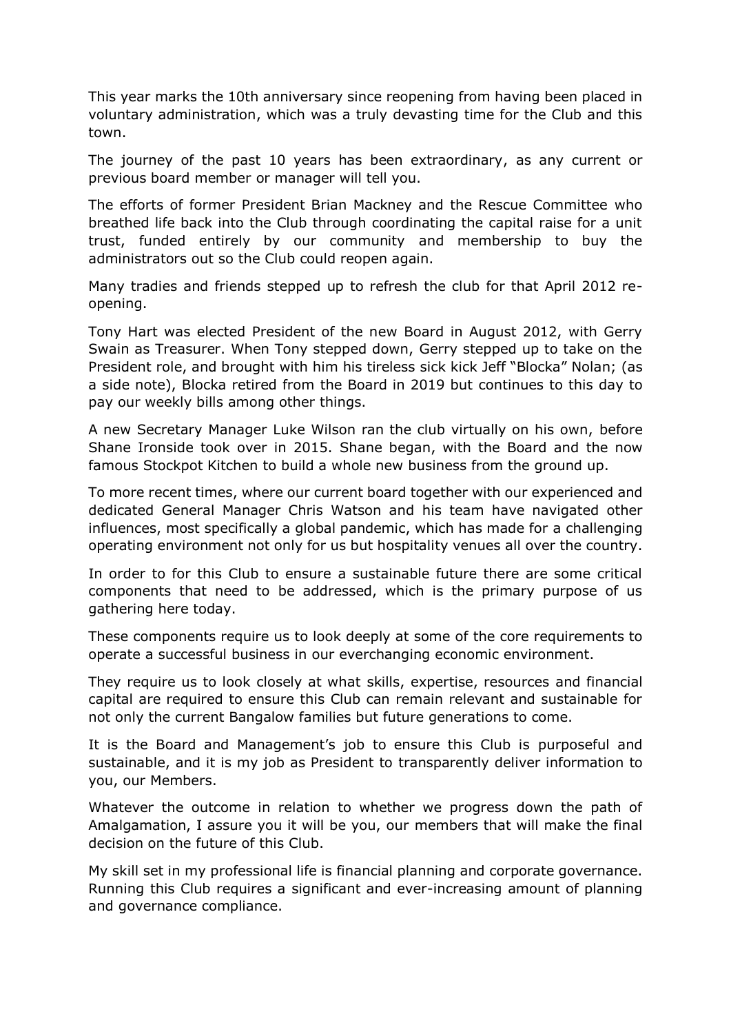This year marks the 10th anniversary since reopening from having been placed in voluntary administration, which was a truly devasting time for the Club and this town.

The journey of the past 10 years has been extraordinary, as any current or previous board member or manager will tell you.

The efforts of former President Brian Mackney and the Rescue Committee who breathed life back into the Club through coordinating the capital raise for a unit trust, funded entirely by our community and membership to buy the administrators out so the Club could reopen again.

Many tradies and friends stepped up to refresh the club for that April 2012 re-opening.

Tony Hart was elected President of the new Board in August 2012, with Gerry Swain as Treasurer. When Tony stepped down, Gerry stepped up to take on the President role, and brought with him his tireless sick kick Jeff "Blocka" Nolan; (as a side note), Blocka retired from the Board in 2019 but continues to this day to pay our weekly bills among other things.

A new Secretary Manager Luke Wilson ran the club virtually on his own, before Shane Ironside took over in 2015. Shane began, with the Board and the now famous Stockpot Kitchen to build a whole new business from the ground up.

To more recent times, where our current board together with our experienced and dedicated General Manager Chris Watson and his team have navigated other influences, most specifically a global pandemic, which has made for a challenging operating environment not only for us but hospitality venues all over the country.

In order to for this Club to ensure a sustainable future there are some critical components that need to be addressed, which is the primary purpose of us gathering here today.

These components require us to look deeply at some of the core requirements to operate a successful business in our everchanging economic environment.

They require us to look closely at what skills, expertise, resources and financial capital are required to ensure this Club can remain relevant and sustainable for not only the current Bangalow families but future generations to come.

It is the Board and Management's job to ensure this Club is purposeful and sustainable, and it is my job as President to transparently deliver information to you, our Members.

Whatever the outcome in relation to whether we progress down the path of Amalgamation, I assure you it will be you, our members that will make the final decision on the future of this Club.

My skill set in my professional life is financial planning and corporate governance. Running this Club requires a significant and ever-increasing amount of planning and governance compliance.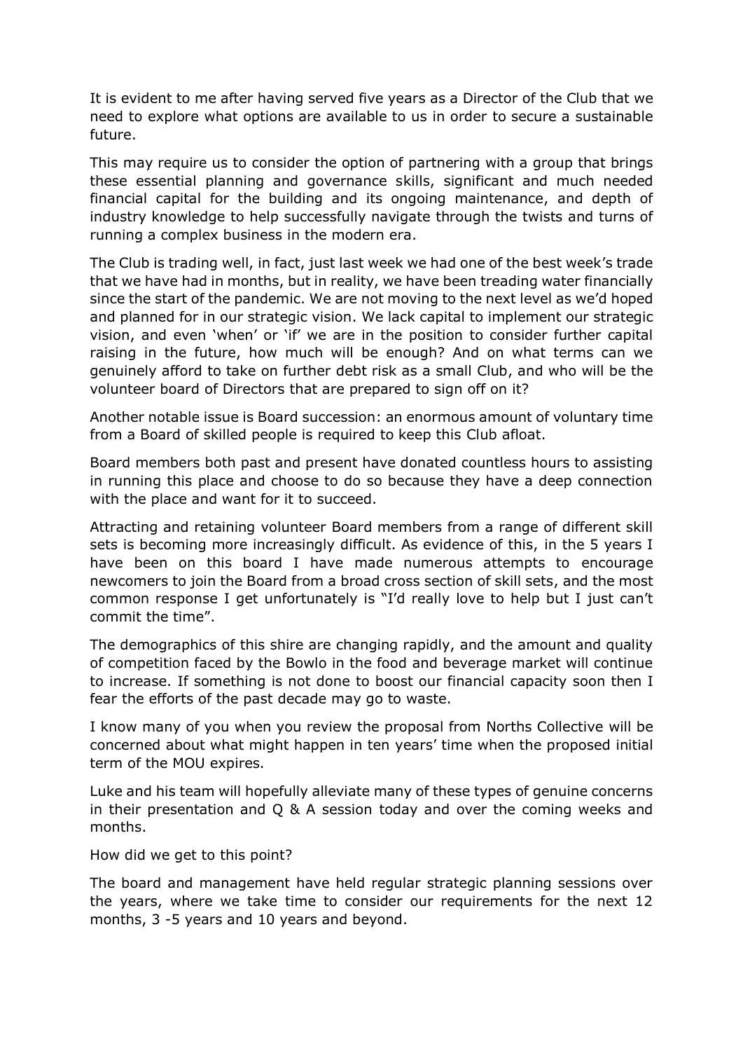It is evident to me after having served five years as a Director of the Club that we need to explore what options are available to us in order to secure a sustainable future.

This may require us to consider the option of partnering with a group that brings these essential planning and governance skills, significant and much needed financial capital for the building and its ongoing maintenance, and depth of industry knowledge to help successfully navigate through the twists and turns of running a complex business in the modern era.

The Club is trading well, in fact, just last week we had one of the best week's trade that we have had in months, but in reality, we have been treading water financially since the start of the pandemic. We are not moving to the next level as we'd hoped and planned for in our strategic vision. We lack capital to implement our strategic vision, and even 'when' or 'if' we are in the position to consider further capital raising in the future, how much will be enough? And on what terms can we genuinely afford to take on further debt risk as a small Club, and who will be the volunteer board of Directors that are prepared to sign off on it?

Another notable issue is Board succession: an enormous amount of voluntary time from a Board of skilled people is required to keep this Club afloat.

Board members both past and present have donated countless hours to assisting in running this place and choose to do so because they have a deep connection with the place and want for it to succeed.

Attracting and retaining volunteer Board members from a range of different skill sets is becoming more increasingly difficult. As evidence of this, in the 5 years I have been on this board I have made numerous attempts to encourage newcomers to join the Board from a broad cross section of skill sets, and the most common response I get unfortunately is "I'd really love to help but I just can't commit the time".

The demographics of this shire are changing rapidly, and the amount and quality of competition faced by the Bowlo in the food and beverage market will continue to increase. If something is not done to boost our financial capacity soon then I fear the efforts of the past decade may go to waste.

I know many of you when you review the proposal from Norths Collective will be concerned about what might happen in ten years' time when the proposed initial term of the MOU expires.

Luke and his team will hopefully alleviate many of these types of genuine concerns in their presentation and Q & A session today and over the coming weeks and months.

How did we get to this point?

The board and management have held regular strategic planning sessions over the years, where we take time to consider our requirements for the next 12 months, 3 -5 years and 10 years and beyond.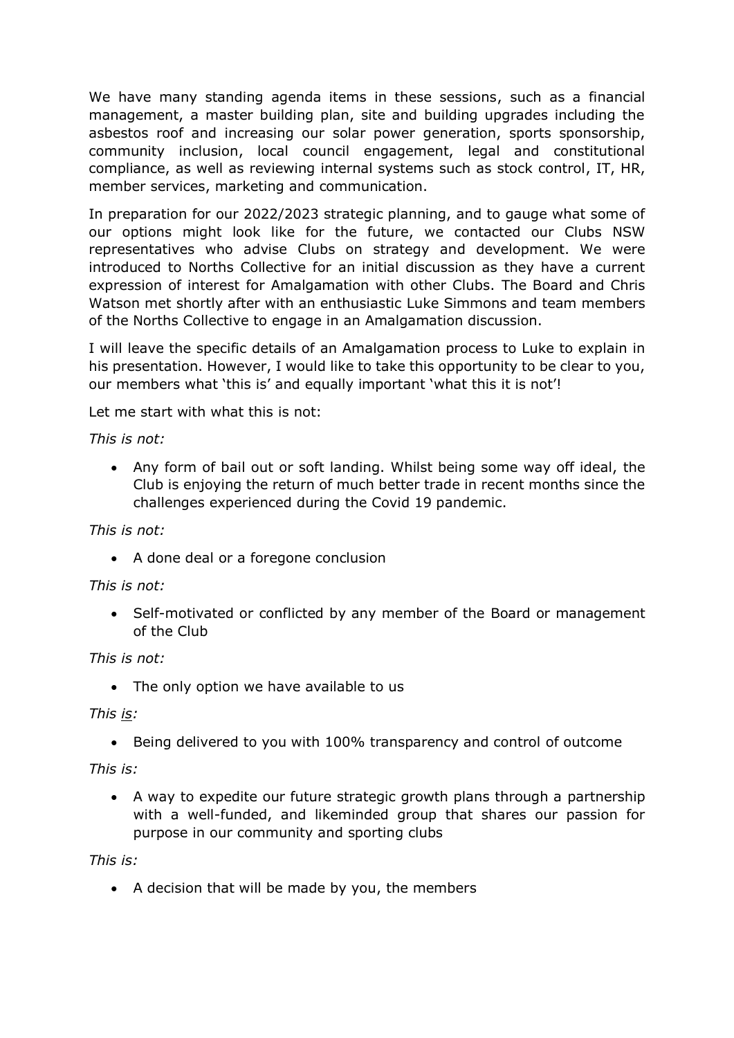We have many standing agenda items in these sessions, such as a financial management, a master building plan, site and building upgrades including the asbestos roof and increasing our solar power generation, sports sponsorship, community inclusion, local council engagement, legal and constitutional compliance, as well as reviewing internal systems such as stock control, IT, HR, member services, marketing and communication.

In preparation for our 2022/2023 strategic planning, and to gauge what some of our options might look like for the future, we contacted our Clubs NSW representatives who advise Clubs on strategy and development. We were introduced to Norths Collective for an initial discussion as they have a current expression of interest for Amalgamation with other Clubs. The Board and Chris Watson met shortly after with an enthusiastic Luke Simmons and team members of the Norths Collective to engage in an Amalgamation discussion.

I will leave the specific details of an Amalgamation process to Luke to explain in his presentation. However, I would like to take this opportunity to be clear to you, our members what 'this is' and equally important 'what this it is not'!

Let me start with what this is not:

*This is not:*

- Any form of bail out or soft landing. Whilst being some way off ideal, the Club is enjoying the return of much better trade in recent months since the challenges experienced during the Covid 19 pandemic.

*This is not:*

- A done deal or a foregone conclusion

*This is not:*

- Self-motivated or conflicted by any member of the Board or management of the Club

*This is not:*

- The only option we have available to us

*This <u>is</u>:*

- Being delivered to you with 100% transparency and control of outcome

*This is:*

- A way to expedite our future strategic growth plans through a partnership with a well-funded, and likeminded group that shares our passion for purpose in our community and sporting clubs

*This is:*

- A decision that will be made by you, the members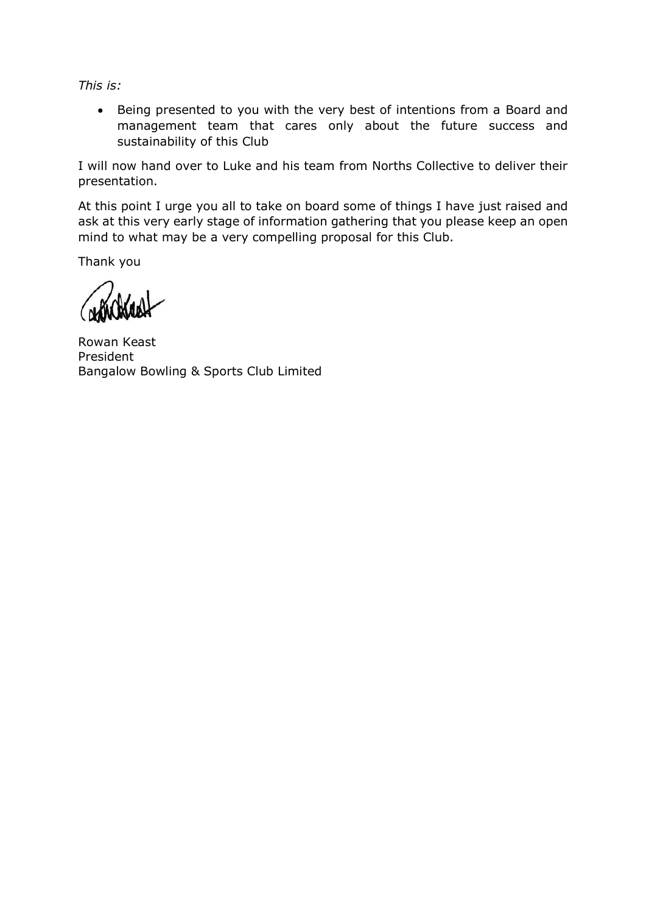*This is:*

- Being presented to you with the very best of intentions from a Board and management team that cares only about the future success and sustainability of this Club

I will now hand over to Luke and his team from Norths Collective to deliver their presentation.

At this point I urge you all to take on board some of things I have just raised and ask at this very early stage of information gathering that you please keep an open mind to what may be a very compelling proposal for this Club.

Thank you

Rowan Keast
President
Bangalow Bowling & Sports Club Limited